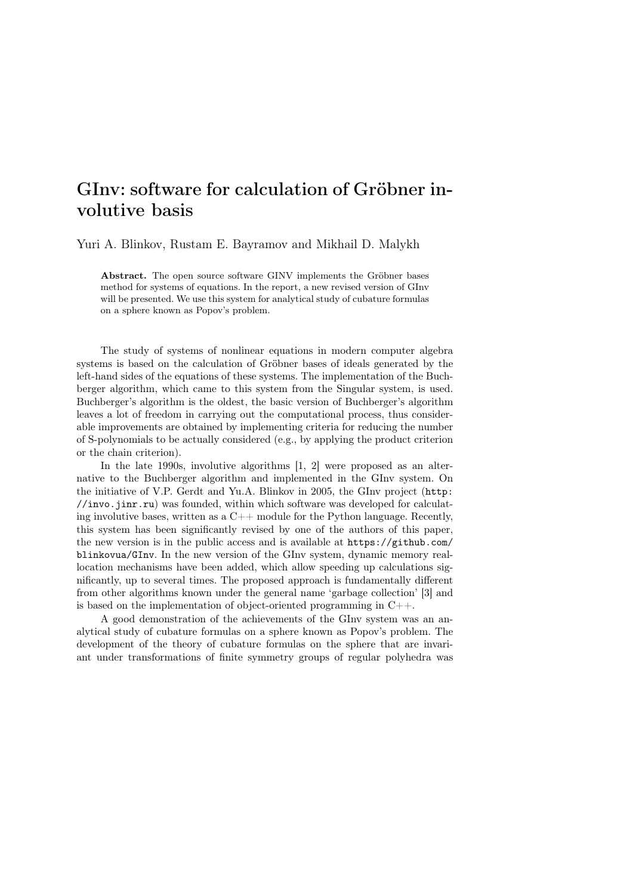# GInv: software for calculation of Gröbner involutive basis

Yuri A. Blinkov, Rustam E. Bayramov and Mikhail D. Malykh

**Abstract.** The open source software GINV implements the Gröbner bases method for systems of equations. In the report, a new revised version of GInv will be presented. We use this system for analytical study of cubature formulas on a sphere known as Popov's problem.

The study of systems of nonlinear equations in modern computer algebra systems is based on the calculation of Gröbner bases of ideals generated by the left-hand sides of the equations of these systems. The implementation of the Buchberger algorithm, which came to this system from the Singular system, is used. Buchberger's algorithm is the oldest, the basic version of Buchberger's algorithm leaves a lot of freedom in carrying out the computational process, thus considerable improvements are obtained by implementing criteria for reducing the number of S-polynomials to be actually considered (e.g., by applying the product criterion or the chain criterion).

In the late 1990s, involutive algorithms [1, 2] were proposed as an alternative to the Buchberger algorithm and implemented in the GInv system. On the initiative of V.P. Gerdt and Yu.A. Blinkov in 2005, the GInv project (`http://invo.jinr.ru`) was founded, within which software was developed for calculating involutive bases, written as a C++ module for the Python language. Recently, this system has been significantly revised by one of the authors of this paper, the new version is in the public access and is available at `https://github.com/blinkovua/GInv`. In the new version of the GInv system, dynamic memory reallocation mechanisms have been added, which allow speeding up calculations significantly, up to several times. The proposed approach is fundamentally different from other algorithms known under the general name 'garbage collection' [3] and is based on the implementation of object-oriented programming in C++.

A good demonstration of the achievements of the GInv system was an analytical study of cubature formulas on a sphere known as Popov's problem. The development of the theory of cubature formulas on the sphere that are invariant under transformations of finite symmetry groups of regular polyhedra was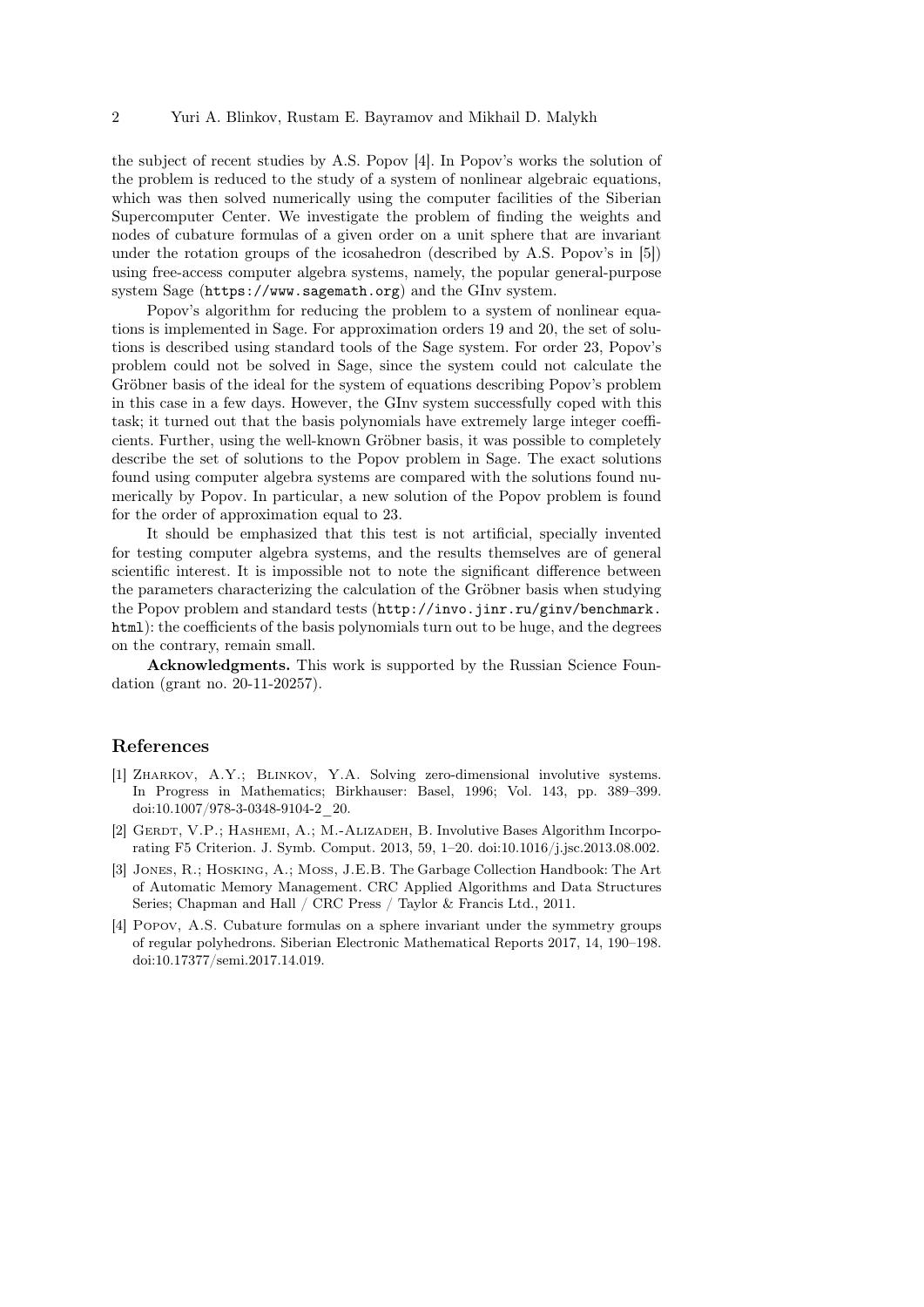the subject of recent studies by A.S. Popov [4]. In Popov's works the solution of the problem is reduced to the study of a system of nonlinear algebraic equations, which was then solved numerically using the computer facilities of the Siberian Supercomputer Center. We investigate the problem of finding the weights and nodes of cubature formulas of a given order on a unit sphere that are invariant under the rotation groups of the icosahedron (described by A.S. Popov's in [5]) using free-access computer algebra systems, namely, the popular general-purpose system Sage (https://www.sagemath.org) and the GInv system.

Popov's algorithm for reducing the problem to a system of nonlinear equations is implemented in Sage. For approximation orders 19 and 20, the set of solutions is described using standard tools of the Sage system. For order 23, Popov's problem could not be solved in Sage, since the system could not calculate the Gröbner basis of the ideal for the system of equations describing Popov's problem in this case in a few days. However, the GInv system successfully coped with this task; it turned out that the basis polynomials have extremely large integer coefficients. Further, using the well-known Gröbner basis, it was possible to completely describe the set of solutions to the Popov problem in Sage. The exact solutions found using computer algebra systems are compared with the solutions found numerically by Popov. In particular, a new solution of the Popov problem is found for the order of approximation equal to 23.

It should be emphasized that this test is not artificial, specially invented for testing computer algebra systems, and the results themselves are of general scientific interest. It is impossible not to note the significant difference between the parameters characterizing the calculation of the Gröbner basis when studying the Popov problem and standard tests (http://invo.jinr.ru/ginv/benchmark.html): the coefficients of the basis polynomials turn out to be huge, and the degrees on the contrary, remain small.

**Acknowledgments.** This work is supported by the Russian Science Foundation (grant no. 20-11-20257).

## References

[1] Zharkov, A.Y.; Blinkov, Y.A. Solving zero-dimensional involutive systems. In Progress in Mathematics; Birkhauser: Basel, 1996; Vol. 143, pp. 389–399. doi:10.1007/978-3-0348-9104-2_20.

[2] Gerdt, V.P.; Hashemi, A.; M.-Alizadeh, B. Involutive Bases Algorithm Incorporating F5 Criterion. J. Symb. Comput. 2013, 59, 1–20. doi:10.1016/j.jsc.2013.08.002.

[3] Jones, R.; Hosking, A.; Moss, J.E.B. The Garbage Collection Handbook: The Art of Automatic Memory Management. CRC Applied Algorithms and Data Structures Series; Chapman and Hall / CRC Press / Taylor & Francis Ltd., 2011.

[4] Popov, A.S. Cubature formulas on a sphere invariant under the symmetry groups of regular polyhedrons. Siberian Electronic Mathematical Reports 2017, 14, 190–198. doi:10.17377/semi.2017.14.019.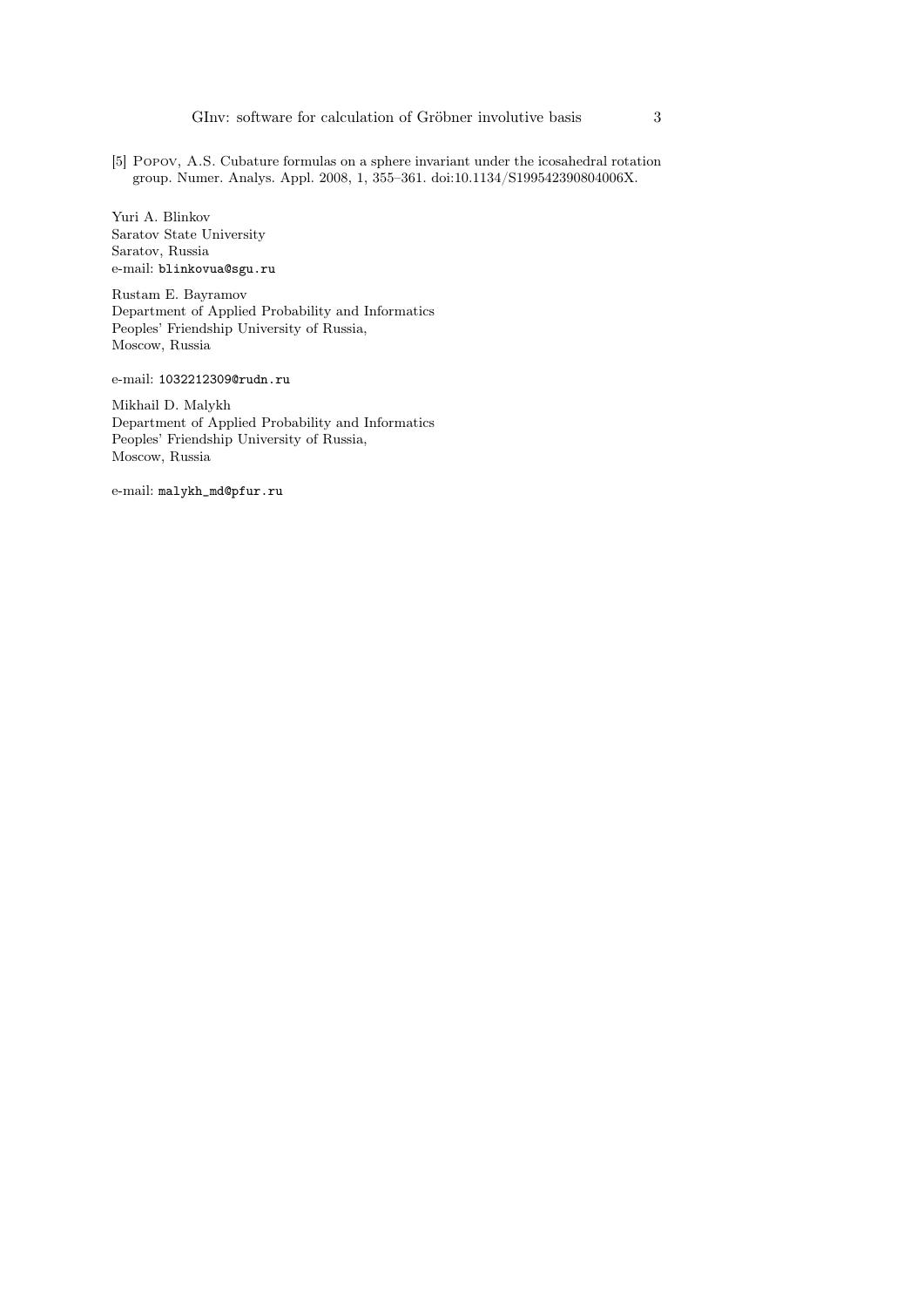[5] Popov, A.S. Cubature formulas on a sphere invariant under the icosahedral rotation group. Numer. Analys. Appl. 2008, 1, 355–361. doi:10.1134/S199542390804006X.

Yuri A. Blinkov
Saratov State University
Saratov, Russia
e-mail: blinkovua@sgu.ru

Rustam E. Bayramov
Department of Applied Probability and Informatics
Peoples' Friendship University of Russia,
Moscow, Russia

e-mail: 1032212309@rudn.ru

Mikhail D. Malykh
Department of Applied Probability and Informatics
Peoples' Friendship University of Russia,
Moscow, Russia

e-mail: malykh_md@pfur.ru